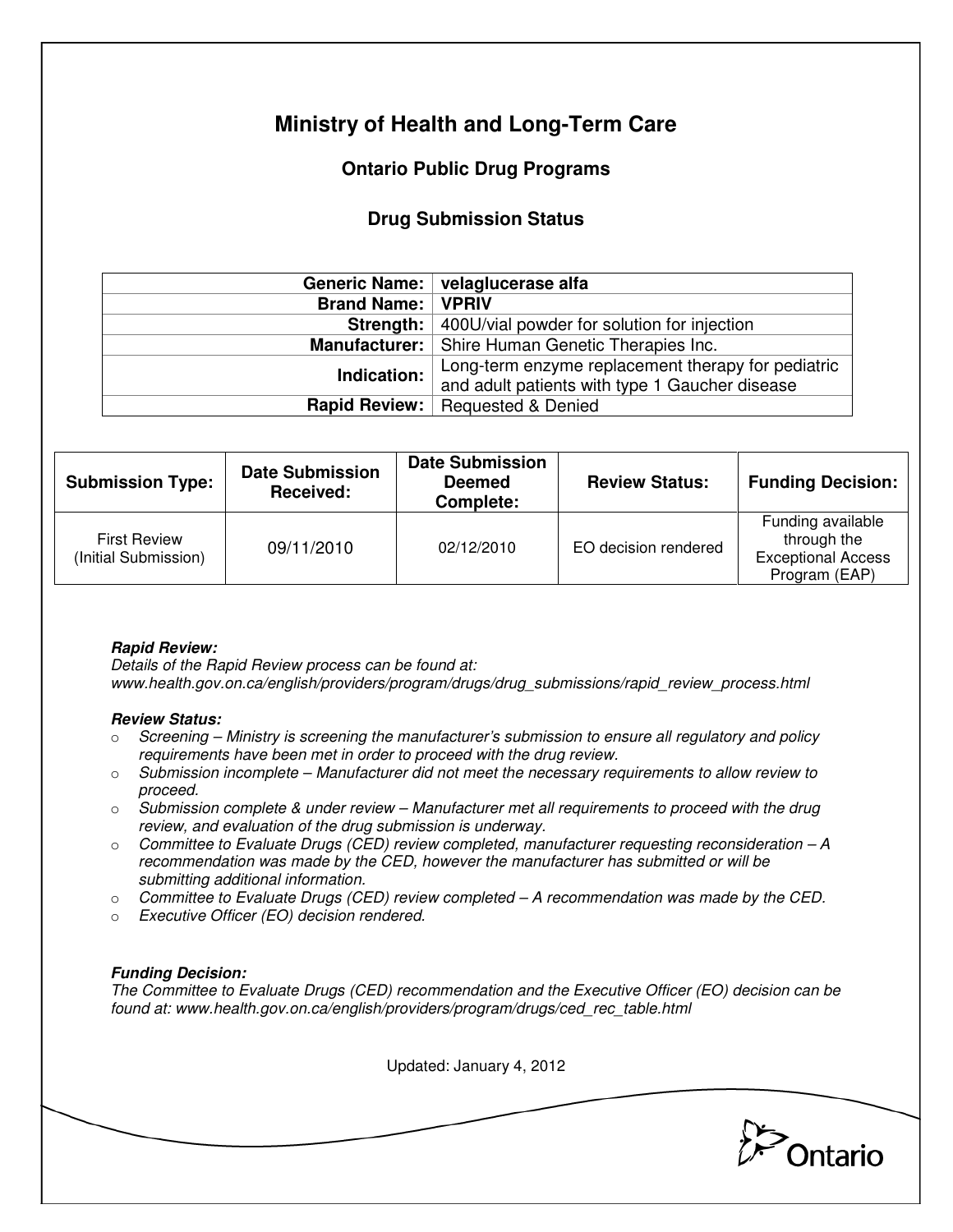# Ministry of Health and Long-Term Care

## Ontario Public Drug Programs

### Drug Submission Status

| | |
|---|---|
| **Generic Name:** | **velaglucerase alfa** |
| **Brand Name:** | **VPRIV** |
| **Strength:** | 400U/vial powder for solution for injection |
| **Manufacturer:** | Shire Human Genetic Therapies Inc. |
| **Indication:** | Long-term enzyme replacement therapy for pediatric and adult patients with type 1 Gaucher disease |
| **Rapid Review:** | Requested & Denied |

| Submission Type: | Date Submission Received: | Date Submission Deemed Complete: | Review Status: | Funding Decision: |
|---|---|---|---|---|
| First Review (Initial Submission) | 09/11/2010 | 02/12/2010 | EO decision rendered | Funding available through the Exceptional Access Program (EAP) |

***Rapid Review:***
*Details of the Rapid Review process can be found at:*
*www.health.gov.on.ca/english/providers/program/drugs/drug_submissions/rapid_review_process.html*

***Review Status:***

- *Screening – Ministry is screening the manufacturer's submission to ensure all regulatory and policy requirements have been met in order to proceed with the drug review.*
- *Submission incomplete – Manufacturer did not meet the necessary requirements to allow review to proceed.*
- *Submission complete & under review – Manufacturer met all requirements to proceed with the drug review, and evaluation of the drug submission is underway.*
- *Committee to Evaluate Drugs (CED) review completed, manufacturer requesting reconsideration – A recommendation was made by the CED, however the manufacturer has submitted or will be submitting additional information.*
- *Committee to Evaluate Drugs (CED) review completed – A recommendation was made by the CED.*
- *Executive Officer (EO) decision rendered.*

***Funding Decision:***
*The Committee to Evaluate Drugs (CED) recommendation and the Executive Officer (EO) decision can be found at: www.health.gov.on.ca/english/providers/program/drugs/ced_rec_table.html*

Updated: January 4, 2012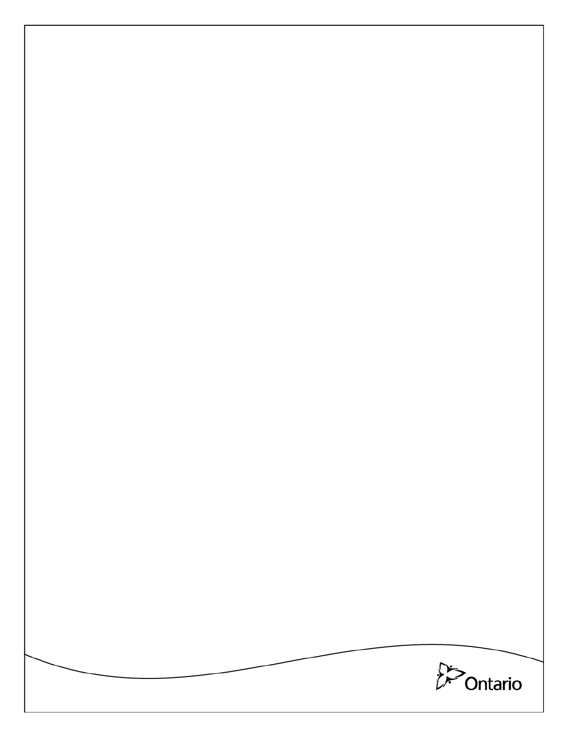Ontario